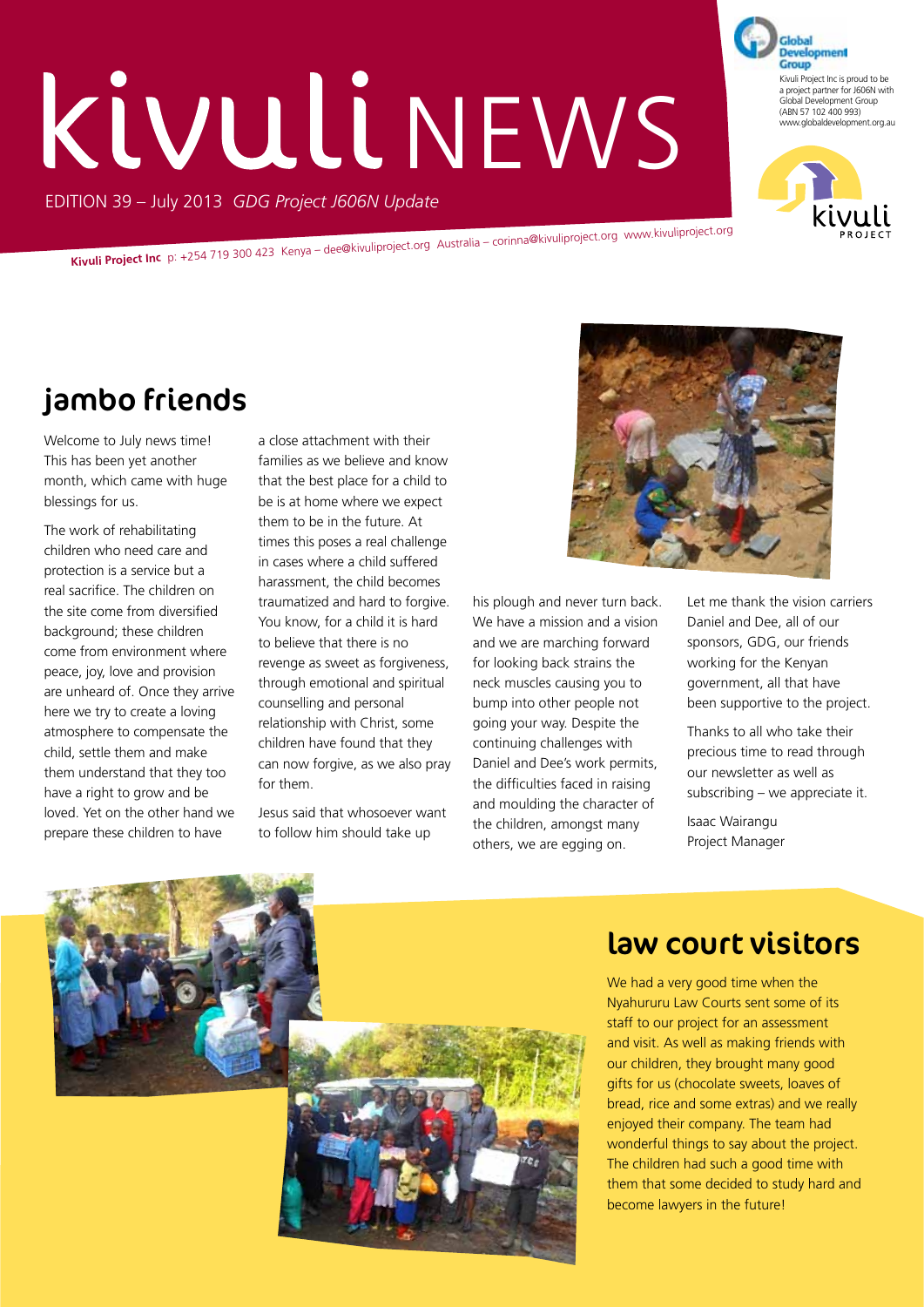# kivuli NEWS

EDITION 39 – July 2013 *GDG Project J606N Update*

Kivuli Project Inc is proud to be a project partner for J606N with Global Development Group (ABN 57 102 400 993) www.globaldevelopment.org.au

**Kivuli Project Inc** p: +254 719 300 423 Kenya – dee@kivuliproject.org Australia – corinna@kivuliproject.org www.kivuliproject.org

## jambo friends

Welcome to July news time! This has been yet another month, which came with huge blessings for us.

The work of rehabilitating children who need care and protection is a service but a real sacrifice. The children on the site come from diversified background; these children come from environment where peace, joy, love and provision are unheard of. Once they arrive here we try to create a loving atmosphere to compensate the child, settle them and make them understand that they too have a right to grow and be loved. Yet on the other hand we prepare these children to have a close attachment with their families as we believe and know that the best place for a child to be is at home where we expect them to be in the future. At times this poses a real challenge in cases where a child suffered harassment, the child becomes traumatized and hard to forgive. You know, for a child it is hard to believe that there is no revenge as sweet as forgiveness, through emotional and spiritual counselling and personal relationship with Christ, some children have found that they can now forgive, as we also pray for them.

Jesus said that whosoever want to follow him should take up his plough and never turn back. We have a mission and a vision and we are marching forward for looking back strains the neck muscles causing you to bump into other people not going your way. Despite the continuing challenges with Daniel and Dee's work permits, the difficulties faced in raising and moulding the character of the children, amongst many others, we are egging on.

Let me thank the vision carriers Daniel and Dee, all of our sponsors, GDG, our friends working for the Kenyan government, all that have been supportive to the project.

Thanks to all who take their precious time to read through our newsletter as well as subscribing – we appreciate it.

Isaac Wairangu
Project Manager

## law court visitors

We had a very good time when the Nyahururu Law Courts sent some of its staff to our project for an assessment and visit. As well as making friends with our children, they brought many good gifts for us (chocolate sweets, loaves of bread, rice and some extras) and we really enjoyed their company. The team had wonderful things to say about the project. The children had such a good time with them that some decided to study hard and become lawyers in the future!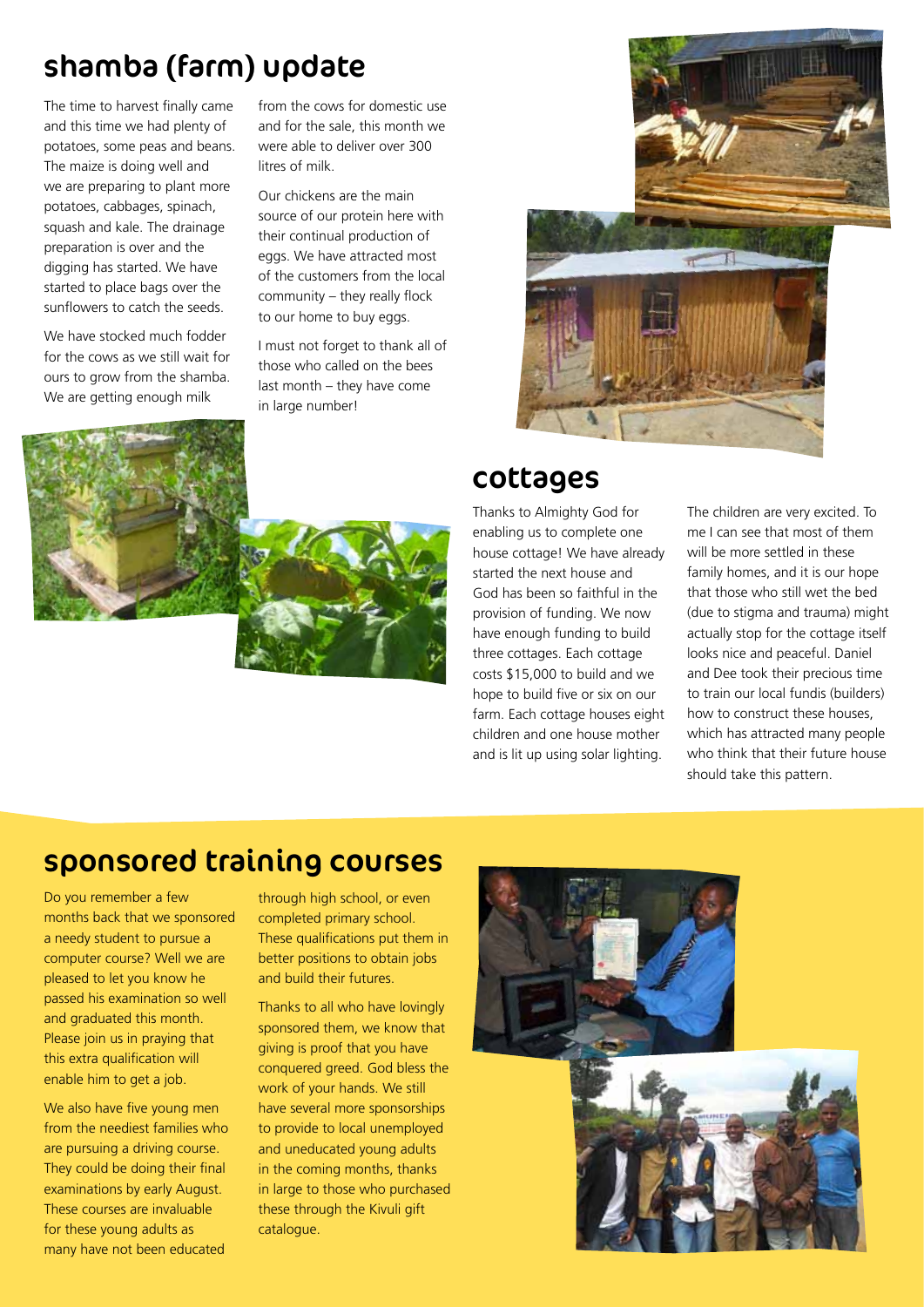## shamba (farm) update

The time to harvest finally came and this time we had plenty of potatoes, some peas and beans. The maize is doing well and we are preparing to plant more potatoes, cabbages, spinach, squash and kale. The drainage preparation is over and the digging has started. We have started to place bags over the sunflowers to catch the seeds.

We have stocked much fodder for the cows as we still wait for ours to grow from the shamba. We are getting enough milk from the cows for domestic use and for the sale, this month we were able to deliver over 300 litres of milk.

Our chickens are the main source of our protein here with their continual production of eggs. We have attracted most of the customers from the local community – they really flock to our home to buy eggs.

I must not forget to thank all of those who called on the bees last month – they have come in large number!

## cottages

Thanks to Almighty God for enabling us to complete one house cottage! We have already started the next house and God has been so faithful in the provision of funding. We now have enough funding to build three cottages. Each cottage costs $15,000 to build and we hope to build five or six on our farm. Each cottage houses eight children and one house mother and is lit up using solar lighting.

The children are very excited. To me I can see that most of them will be more settled in these family homes, and it is our hope that those who still wet the bed (due to stigma and trauma) might actually stop for the cottage itself looks nice and peaceful. Daniel and Dee took their precious time to train our local fundis (builders) how to construct these houses, which has attracted many people who think that their future house should take this pattern.

## sponsored training courses

Do you remember a few months back that we sponsored a needy student to pursue a computer course? Well we are pleased to let you know he passed his examination so well and graduated this month. Please join us in praying that this extra qualification will enable him to get a job.

We also have five young men from the neediest families who are pursuing a driving course. They could be doing their final examinations by early August. These courses are invaluable for these young adults as many have not been educated through high school, or even completed primary school. These qualifications put them in better positions to obtain jobs and build their futures.

Thanks to all who have lovingly sponsored them, we know that giving is proof that you have conquered greed. God bless the work of your hands. We still have several more sponsorships to provide to local unemployed and uneducated young adults in the coming months, thanks in large to those who purchased these through the Kivuli gift catalogue.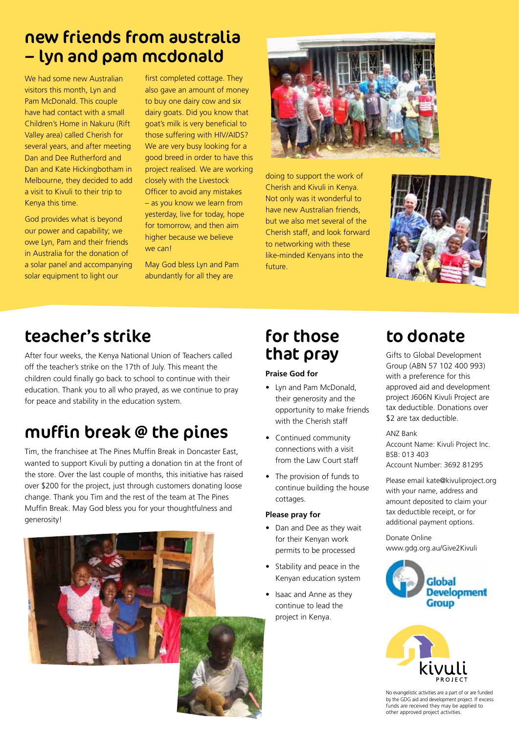## new friends from australia – lyn and pam mcdonald

We had some new Australian visitors this month, Lyn and Pam McDonald. This couple have had contact with a small Children's Home in Nakuru (Rift Valley area) called Cherish for several years, and after meeting Dan and Dee Rutherford and Dan and Kate Hickingbotham in Melbourne, they decided to add a visit to Kivuli to their trip to Kenya this time.

God provides what is beyond our power and capability; we owe Lyn, Pam and their friends in Australia for the donation of a solar panel and accompanying solar equipment to light our first completed cottage. They also gave an amount of money to buy one dairy cow and six dairy goats. Did you know that goat's milk is very beneficial to those suffering with HIV/AIDS? We are very busy looking for a good breed in order to have this project realised. We are working closely with the Livestock Officer to avoid any mistakes – as you know we learn from yesterday, live for today, hope for tomorrow, and then aim higher because we believe we can!

May God bless Lyn and Pam abundantly for all they are doing to support the work of Cherish and Kivuli in Kenya. Not only was it wonderful to have new Australian friends, but we also met several of the Cherish staff, and look forward to networking with these like-minded Kenyans into the future.

## teacher's strike

After four weeks, the Kenya National Union of Teachers called off the teacher's strike on the 17th of July. This meant the children could finally go back to school to continue with their education. Thank you to all who prayed, as we continue to pray for peace and stability in the education system.

## muffin break @ the pines

Tim, the franchisee at The Pines Muffin Break in Doncaster East, wanted to support Kivuli by putting a donation tin at the front of the store. Over the last couple of months, this initiative has raised over $200 for the project, just through customers donating loose change. Thank you Tim and the rest of the team at The Pines Muffin Break. May God bless you for your thoughtfulness and generosity!

## for those that pray

**Praise God for**

- Lyn and Pam McDonald, their generosity and the opportunity to make friends with the Cherish staff
- Continued community connections with a visit from the Law Court staff
- The provision of funds to continue building the house cottages.

**Please pray for**

- Dan and Dee as they wait for their Kenyan work permits to be processed
- Stability and peace in the Kenyan education system
- Isaac and Anne as they continue to lead the project in Kenya.

## to donate

Gifts to Global Development Group (ABN 57 102 400 993) with a preference for this approved aid and development project J606N Kivuli Project are tax deductible. Donations over $2 are tax deductible.

ANZ Bank
Account Name: Kivuli Project Inc.
BSB: 013 403
Account Number: 3692 81295

Please email kate@kivuliproject.org with your name, address and amount deposited to claim your tax deductible receipt, or for additional payment options.

Donate Online
www.gdg.org.au/Give2Kivuli

Global Development Group

kivuli PROJECT

No evangelistic activities are a part of or are funded by the GDG aid and development project. If excess funds are received they may be applied to other approved project activities.